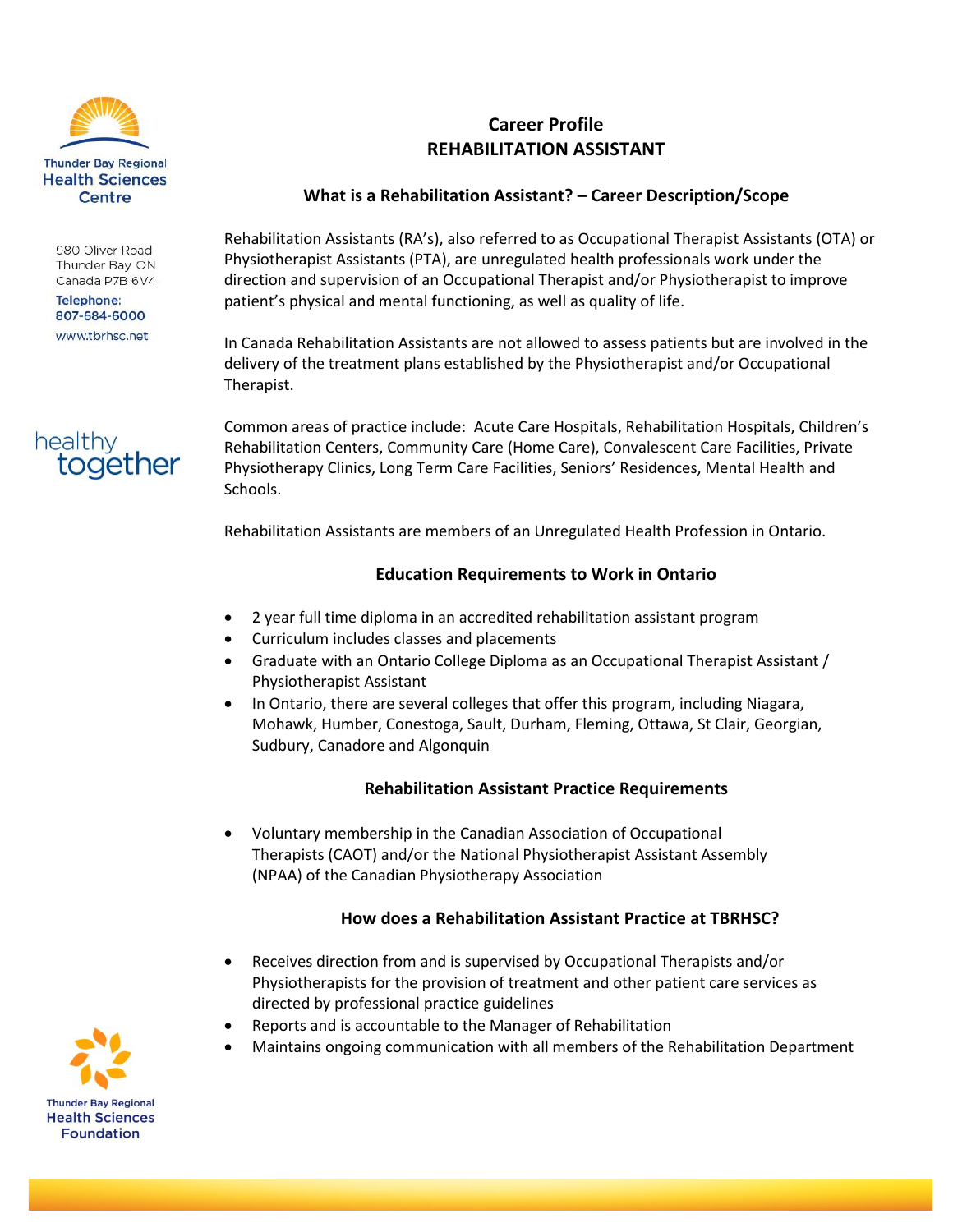Thunder Bay Regional Health Sciences Centre

980 Oliver Road
Thunder Bay, ON
Canada P7B 6V4
Telephone: 807-684-6000
www.tbrhsc.net

healthy together

# Career Profile
# REHABILITATION ASSISTANT

## What is a Rehabilitation Assistant? – Career Description/Scope

Rehabilitation Assistants (RA's), also referred to as Occupational Therapist Assistants (OTA) or Physiotherapist Assistants (PTA), are unregulated health professionals work under the direction and supervision of an Occupational Therapist and/or Physiotherapist to improve patient's physical and mental functioning, as well as quality of life.

In Canada Rehabilitation Assistants are not allowed to assess patients but are involved in the delivery of the treatment plans established by the Physiotherapist and/or Occupational Therapist.

Common areas of practice include: Acute Care Hospitals, Rehabilitation Hospitals, Children's Rehabilitation Centers, Community Care (Home Care), Convalescent Care Facilities, Private Physiotherapy Clinics, Long Term Care Facilities, Seniors' Residences, Mental Health and Schools.

Rehabilitation Assistants are members of an Unregulated Health Profession in Ontario.

## Education Requirements to Work in Ontario

- 2 year full time diploma in an accredited rehabilitation assistant program
- Curriculum includes classes and placements
- Graduate with an Ontario College Diploma as an Occupational Therapist Assistant / Physiotherapist Assistant
- In Ontario, there are several colleges that offer this program, including Niagara, Mohawk, Humber, Conestoga, Sault, Durham, Fleming, Ottawa, St Clair, Georgian, Sudbury, Canadore and Algonquin

## Rehabilitation Assistant Practice Requirements

- Voluntary membership in the Canadian Association of Occupational Therapists (CAOT) and/or the National Physiotherapist Assistant Assembly (NPAA) of the Canadian Physiotherapy Association

## How does a Rehabilitation Assistant Practice at TBRHSC?

- Receives direction from and is supervised by Occupational Therapists and/or Physiotherapists for the provision of treatment and other patient care services as directed by professional practice guidelines
- Reports and is accountable to the Manager of Rehabilitation
- Maintains ongoing communication with all members of the Rehabilitation Department

Thunder Bay Regional Health Sciences Foundation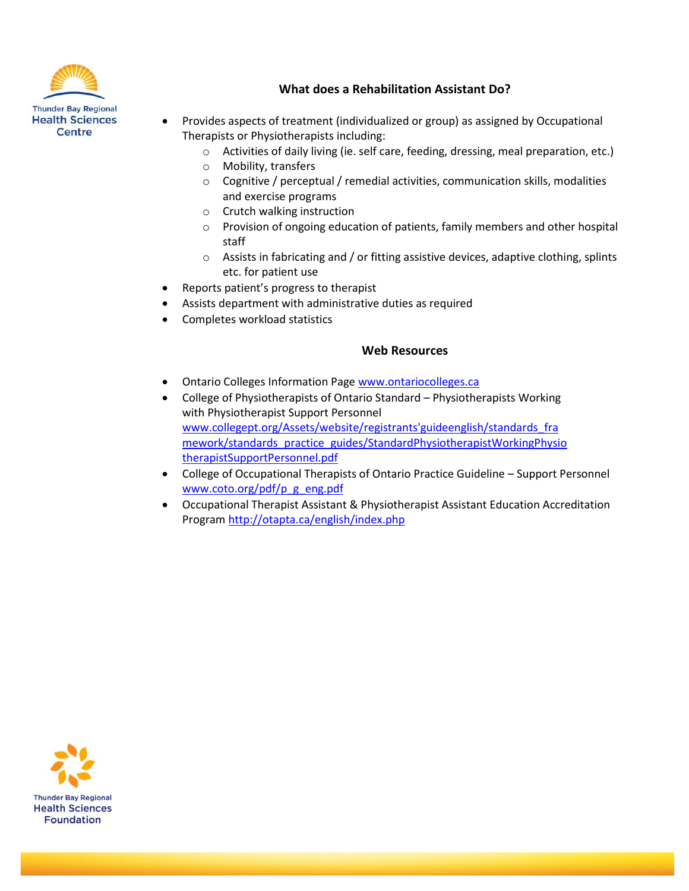## What does a Rehabilitation Assistant Do?

- Provides aspects of treatment (individualized or group) as assigned by Occupational Therapists or Physiotherapists including:
    - Activities of daily living (ie. self care, feeding, dressing, meal preparation, etc.)
    - Mobility, transfers
    - Cognitive / perceptual / remedial activities, communication skills, modalities and exercise programs
    - Crutch walking instruction
    - Provision of ongoing education of patients, family members and other hospital staff
    - Assists in fabricating and / or fitting assistive devices, adaptive clothing, splints etc. for patient use
- Reports patient's progress to therapist
- Assists department with administrative duties as required
- Completes workload statistics

## Web Resources

- Ontario Colleges Information Page www.ontariocolleges.ca
- College of Physiotherapists of Ontario Standard – Physiotherapists Working with Physiotherapist Support Personnel www.collegept.org/Assets/website/registrants'guideenglish/standards_framework/standards_practice_guides/StandardPhysiotherapistWorkingPhysiotherapistSupportPersonnel.pdf
- College of Occupational Therapists of Ontario Practice Guideline – Support Personnel www.coto.org/pdf/p_g_eng.pdf
- Occupational Therapist Assistant & Physiotherapist Assistant Education Accreditation Program http://otapta.ca/english/index.php